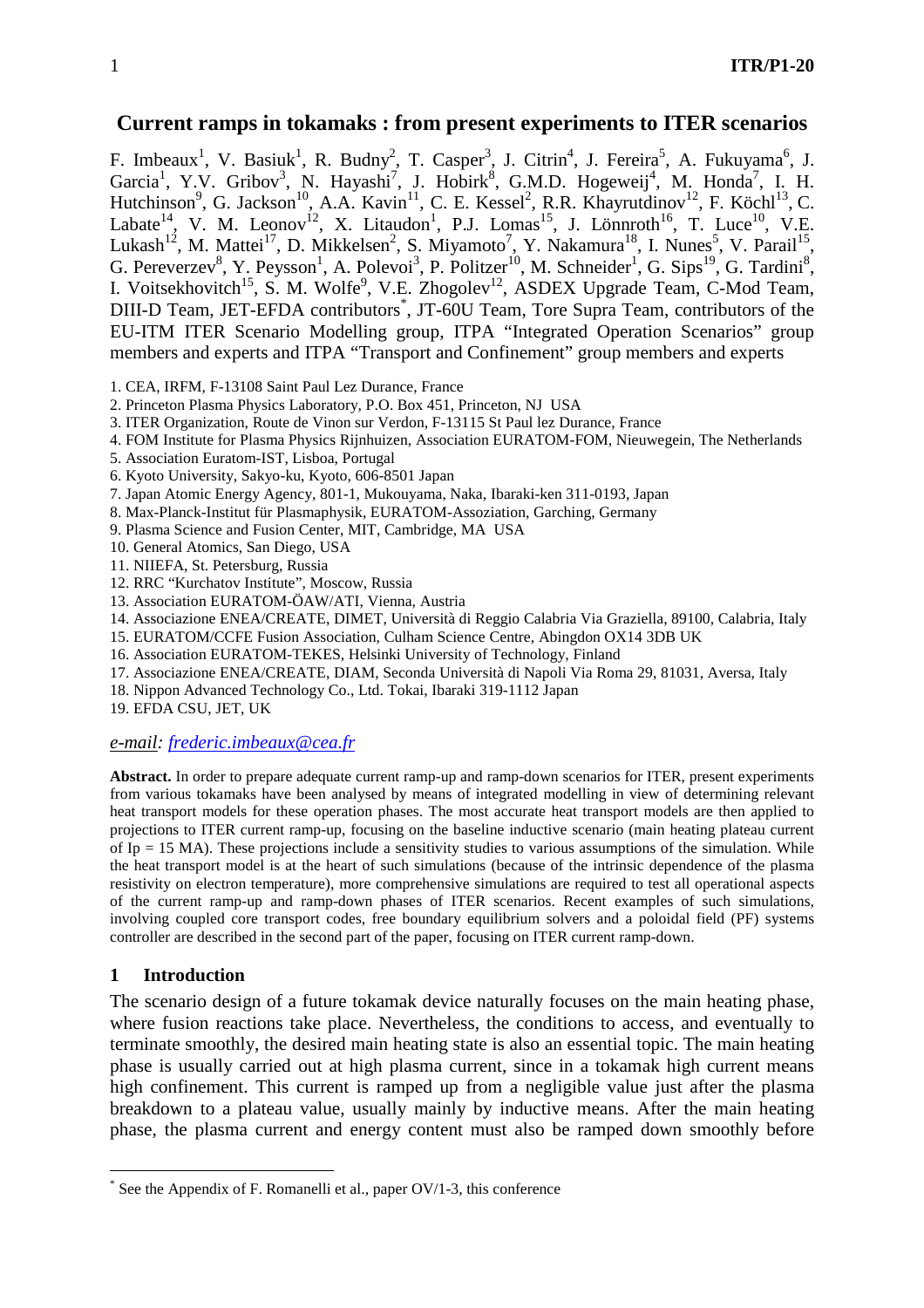# Current ramps in tokamaks : from present experiments to ITER scenarios

F. Imbeaux[1], V. Basiuk[1], R. Budny[2], T. Casper[3], J. Citrin[4], J. Fereira[5], A. Fukuyama[6], J. Garcia[1], Y.V. Gribov[3], N. Hayashi[7], J. Hobirk[8], G.M.D. Hogeweij[4], M. Honda[7], I. H. Hutchinson[9], G. Jackson[10], A.A. Kavin[11], C. E. Kessel[2], R.R. Khayrutdinov[12], F. Köchl[13], C. Labate[14], V. M. Leonov[12], X. Litaudon[1], P.J. Lomas[15], J. Lönnroth[16], T. Luce[10], V.E. Lukash[12], M. Mattei[17], D. Mikkelsen[2], S. Miyamoto[7], Y. Nakamura[18], I. Nunes[5], V. Parail[15], G. Pereverzev[8], Y. Peysson[1], A. Polevoi[3], P. Politzer[10], M. Schneider[1], G. Sips[19], G. Tardini[8], I. Voitsekhovitch[15], S. M. Wolfe[9], V.E. Zhogolev[12], ASDEX Upgrade Team, C-Mod Team, DIII-D Team, JET-EFDA contributors*, JT-60U Team, Tore Supra Team, contributors of the EU-ITM ITER Scenario Modelling group, ITPA "Integrated Operation Scenarios" group members and experts and ITPA "Transport and Confinement" group members and experts

1. CEA, IRFM, F-13108 Saint Paul Lez Durance, France
2. Princeton Plasma Physics Laboratory, P.O. Box 451, Princeton, NJ USA
3. ITER Organization, Route de Vinon sur Verdon, F-13115 St Paul lez Durance, France
4. FOM Institute for Plasma Physics Rijnhuizen, Association EURATOM-FOM, Nieuwegein, The Netherlands
5. Association Euratom-IST, Lisboa, Portugal
6. Kyoto University, Sakyo-ku, Kyoto, 606-8501 Japan
7. Japan Atomic Energy Agency, 801-1, Mukouyama, Naka, Ibaraki-ken 311-0193, Japan
8. Max-Planck-Institut für Plasmaphysik, EURATOM-Assoziation, Garching, Germany
9. Plasma Science and Fusion Center, MIT, Cambridge, MA USA
10. General Atomics, San Diego, USA
11. NIIEFA, St. Petersburg, Russia
12. RRC "Kurchatov Institute", Moscow, Russia
13. Association EURATOM-ÖAW/ATI, Vienna, Austria
14. Associazione ENEA/CREATE, DIMET, Università di Reggio Calabria Via Graziella, 89100, Calabria, Italy
15. EURATOM/CCFE Fusion Association, Culham Science Centre, Abingdon OX14 3DB UK
16. Association EURATOM-TEKES, Helsinki University of Technology, Finland
17. Associazione ENEA/CREATE, DIAM, Seconda Università di Napoli Via Roma 29, 81031, Aversa, Italy
18. Nippon Advanced Technology Co., Ltd. Tokai, Ibaraki 319-1112 Japan
19. EFDA CSU, JET, UK

*e-mail: frederic.imbeaux@cea.fr*

**Abstract.** In order to prepare adequate current ramp-up and ramp-down scenarios for ITER, present experiments from various tokamaks have been analysed by means of integrated modelling in view of determining relevant heat transport models for these operation phases. The most accurate heat transport models are then applied to projections to ITER current ramp-up, focusing on the baseline inductive scenario (main heating plateau current of Ip = 15 MA). These projections include a sensitivity studies to various assumptions of the simulation. While the heat transport model is at the heart of such simulations (because of the intrinsic dependence of the plasma resistivity on electron temperature), more comprehensive simulations are required to test all operational aspects of the current ramp-up and ramp-down phases of ITER scenarios. Recent examples of such simulations, involving coupled core transport codes, free boundary equilibrium solvers and a poloidal field (PF) systems controller are described in the second part of the paper, focusing on ITER current ramp-down.

## 1 Introduction

The scenario design of a future tokamak device naturally focuses on the main heating phase, where fusion reactions take place. Nevertheless, the conditions to access, and eventually to terminate smoothly, the desired main heating state is also an essential topic. The main heating phase is usually carried out at high plasma current, since in a tokamak high current means high confinement. This current is ramped up from a negligible value just after the plasma breakdown to a plateau value, usually mainly by inductive means. After the main heating phase, the plasma current and energy content must also be ramped down smoothly before

* See the Appendix of F. Romanelli et al., paper OV/1-3, this conference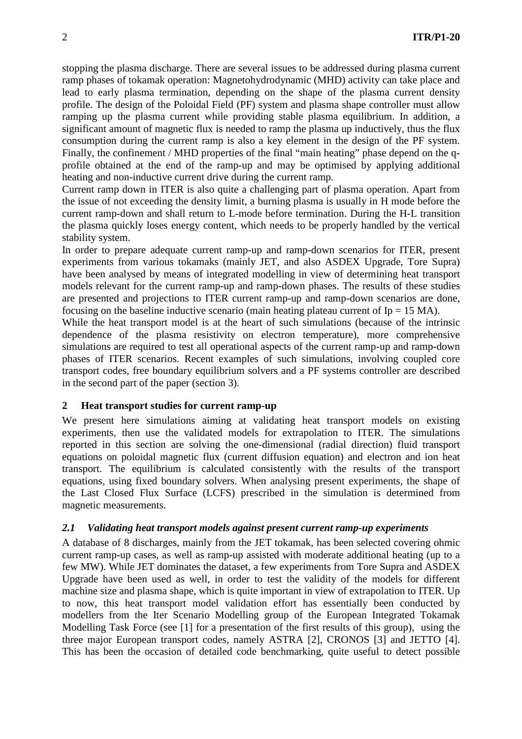stopping the plasma discharge. There are several issues to be addressed during plasma current ramp phases of tokamak operation: Magnetohydrodynamic (MHD) activity can take place and lead to early plasma termination, depending on the shape of the plasma current density profile. The design of the Poloidal Field (PF) system and plasma shape controller must allow ramping up the plasma current while providing stable plasma equilibrium. In addition, a significant amount of magnetic flux is needed to ramp the plasma up inductively, thus the flux consumption during the current ramp is also a key element in the design of the PF system. Finally, the confinement / MHD properties of the final "main heating" phase depend on the q-profile obtained at the end of the ramp-up and may be optimised by applying additional heating and non-inductive current drive during the current ramp.

Current ramp down in ITER is also quite a challenging part of plasma operation. Apart from the issue of not exceeding the density limit, a burning plasma is usually in H mode before the current ramp-down and shall return to L-mode before termination. During the H-L transition the plasma quickly loses energy content, which needs to be properly handled by the vertical stability system.

In order to prepare adequate current ramp-up and ramp-down scenarios for ITER, present experiments from various tokamaks (mainly JET, and also ASDEX Upgrade, Tore Supra) have been analysed by means of integrated modelling in view of determining heat transport models relevant for the current ramp-up and ramp-down phases. The results of these studies are presented and projections to ITER current ramp-up and ramp-down scenarios are done, focusing on the baseline inductive scenario (main heating plateau current of Ip = 15 MA).

While the heat transport model is at the heart of such simulations (because of the intrinsic dependence of the plasma resistivity on electron temperature), more comprehensive simulations are required to test all operational aspects of the current ramp-up and ramp-down phases of ITER scenarios. Recent examples of such simulations, involving coupled core transport codes, free boundary equilibrium solvers and a PF systems controller are described in the second part of the paper (section 3).

## 2 Heat transport studies for current ramp-up

We present here simulations aiming at validating heat transport models on existing experiments, then use the validated models for extrapolation to ITER. The simulations reported in this section are solving the one-dimensional (radial direction) fluid transport equations on poloidal magnetic flux (current diffusion equation) and electron and ion heat transport. The equilibrium is calculated consistently with the results of the transport equations, using fixed boundary solvers. When analysing present experiments, the shape of the Last Closed Flux Surface (LCFS) prescribed in the simulation is determined from magnetic measurements.

### *2.1 Validating heat transport models against present current ramp-up experiments*

A database of 8 discharges, mainly from the JET tokamak, has been selected covering ohmic current ramp-up cases, as well as ramp-up assisted with moderate additional heating (up to a few MW). While JET dominates the dataset, a few experiments from Tore Supra and ASDEX Upgrade have been used as well, in order to test the validity of the models for different machine size and plasma shape, which is quite important in view of extrapolation to ITER. Up to now, this heat transport model validation effort has essentially been conducted by modellers from the Iter Scenario Modelling group of the European Integrated Tokamak Modelling Task Force (see [1] for a presentation of the first results of this group), using the three major European transport codes, namely ASTRA [2], CRONOS [3] and JETTO [4]. This has been the occasion of detailed code benchmarking, quite useful to detect possible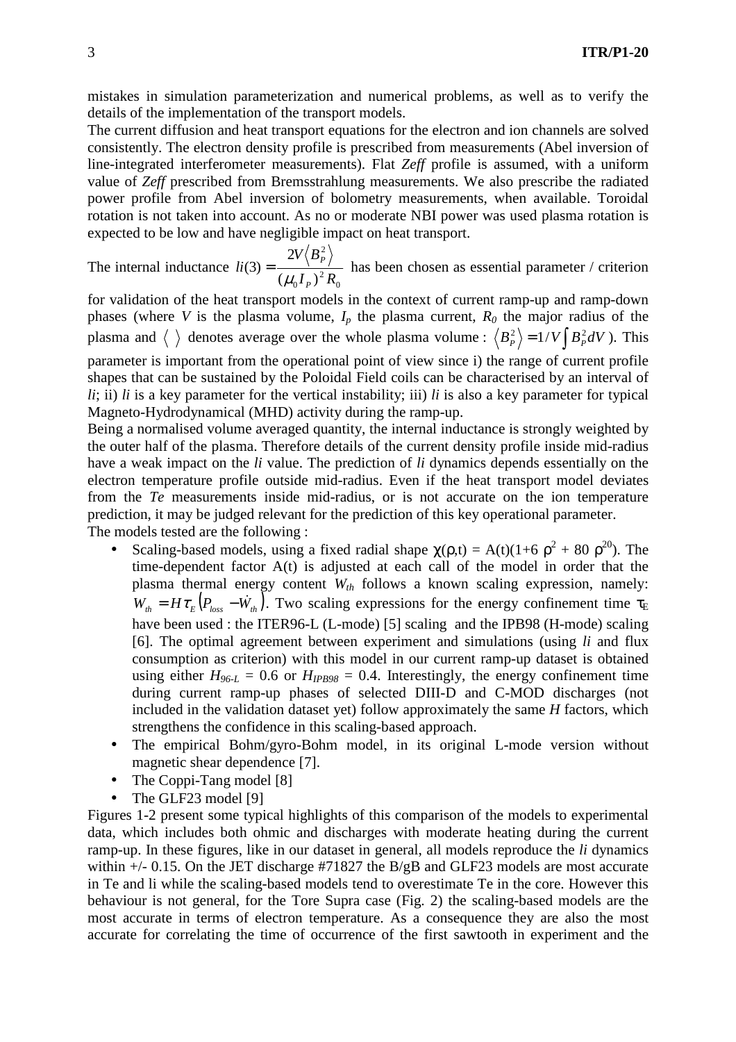mistakes in simulation parameterization and numerical problems, as well as to verify the details of the implementation of the transport models.

The current diffusion and heat transport equations for the electron and ion channels are solved consistently. The electron density profile is prescribed from measurements (Abel inversion of line-integrated interferometer measurements). Flat *Zeff* profile is assumed, with a uniform value of *Zeff* prescribed from Bremsstrahlung measurements. We also prescribe the radiated power profile from Abel inversion of bolometry measurements, when available. Toroidal rotation is not taken into account. As no or moderate NBI power was used plasma rotation is expected to be low and have negligible impact on heat transport.

The internal inductance $li(3) = \dfrac{2V\langle B_P^2 \rangle}{(\mu_0 I_P)^2 R_0}$ has been chosen as essential parameter / criterion for validation of the heat transport models in the context of current ramp-up and ramp-down phases (where $V$ is the plasma volume, $I_p$ the plasma current, $R_0$ the major radius of the plasma and $\langle\ \rangle$ denotes average over the whole plasma volume : $\langle B_P^2 \rangle = 1/V \int B_P^2 dV$ ). This parameter is important from the operational point of view since i) the range of current profile shapes that can be sustained by the Poloidal Field coils can be characterised by an interval of *li*; ii) *li* is a key parameter for the vertical instability; iii) *li* is also a key parameter for typical Magneto-Hydrodynamical (MHD) activity during the ramp-up.

Being a normalised volume averaged quantity, the internal inductance is strongly weighted by the outer half of the plasma. Therefore details of the current density profile inside mid-radius have a weak impact on the *li* value. The prediction of *li* dynamics depends essentially on the electron temperature profile outside mid-radius. Even if the heat transport model deviates from the *Te* measurements inside mid-radius, or is not accurate on the ion temperature prediction, it may be judged relevant for the prediction of this key operational parameter.

The models tested are the following :

- Scaling-based models, using a fixed radial shape $\chi(\rho,t) = A(t)(1+6\,\rho^2 + 80\,\rho^{20})$. The time-dependent factor A(t) is adjusted at each call of the model in order that the plasma thermal energy content $W_{th}$ follows a known scaling expression, namely: $W_{th} = H\tau_E\left(P_{loss} - \dot{W}_{th}\right)$. Two scaling expressions for the energy confinement time $\tau_E$ have been used : the ITER96-L (L-mode) [5] scaling and the IPB98 (H-mode) scaling [6]. The optimal agreement between experiment and simulations (using *li* and flux consumption as criterion) with this model in our current ramp-up dataset is obtained using either $H_{96\text{-}L} = 0.6$ or $H_{IPB98} = 0.4$. Interestingly, the energy confinement time during current ramp-up phases of selected DIII-D and C-MOD discharges (not included in the validation dataset yet) follow approximately the same *H* factors, which strengthens the confidence in this scaling-based approach.
- The empirical Bohm/gyro-Bohm model, in its original L-mode version without magnetic shear dependence [7].
- The Coppi-Tang model [8]
- The GLF23 model [9]

Figures 1-2 present some typical highlights of this comparison of the models to experimental data, which includes both ohmic and discharges with moderate heating during the current ramp-up. In these figures, like in our dataset in general, all models reproduce the *li* dynamics within +/- 0.15. On the JET discharge #71827 the B/gB and GLF23 models are most accurate in Te and li while the scaling-based models tend to overestimate Te in the core. However this behaviour is not general, for the Tore Supra case (Fig. 2) the scaling-based models are the most accurate in terms of electron temperature. As a consequence they are also the most accurate for correlating the time of occurrence of the first sawtooth in experiment and the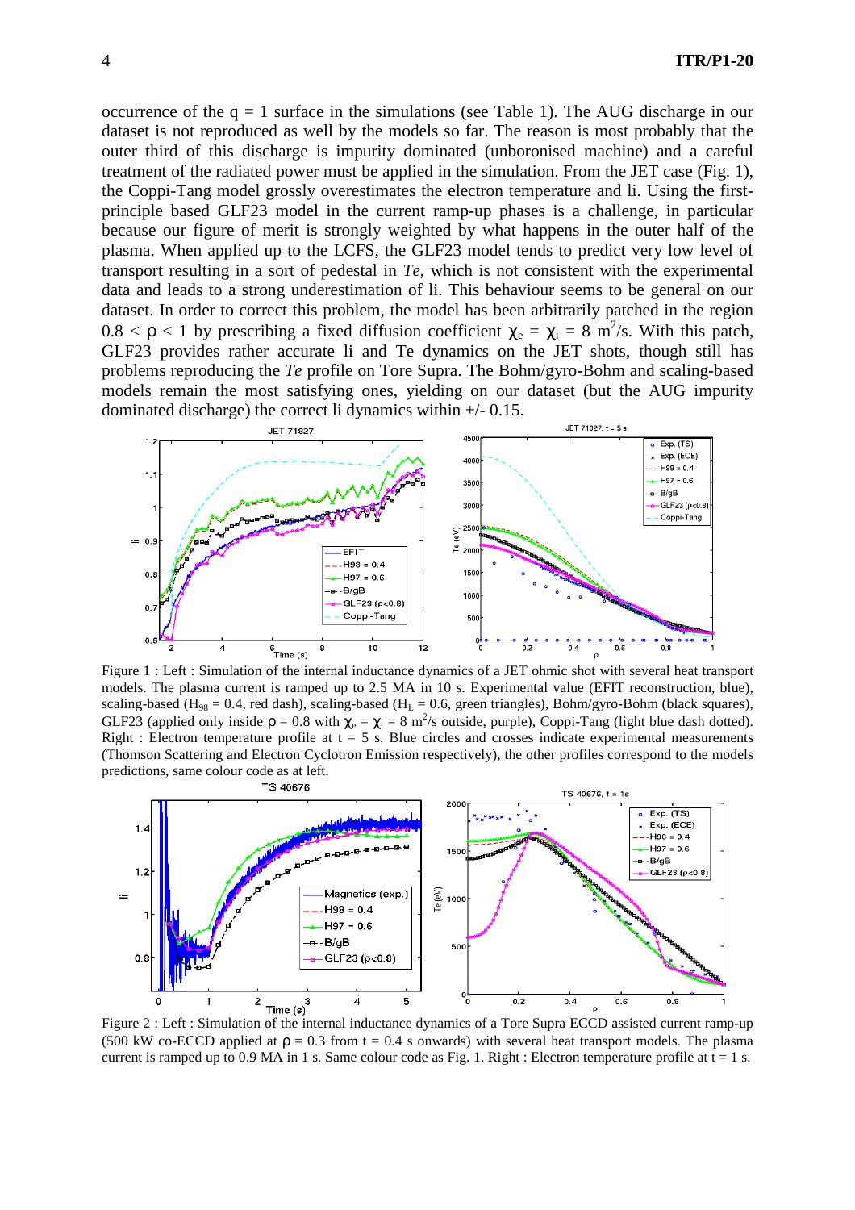occurrence of the q = 1 surface in the simulations (see Table 1). The AUG discharge in our dataset is not reproduced as well by the models so far. The reason is most probably that the outer third of this discharge is impurity dominated (unboronised machine) and a careful treatment of the radiated power must be applied in the simulation. From the JET case (Fig. 1), the Coppi-Tang model grossly overestimates the electron temperature and li. Using the first-principle based GLF23 model in the current ramp-up phases is a challenge, in particular because our figure of merit is strongly weighted by what happens in the outer half of the plasma. When applied up to the LCFS, the GLF23 model tends to predict very low level of transport resulting in a sort of pedestal in *Te*, which is not consistent with the experimental data and leads to a strong underestimation of li. This behaviour seems to be general on our dataset. In order to correct this problem, the model has been arbitrarily patched in the region $0.8 < \rho < 1$ by prescribing a fixed diffusion coefficient $\chi_e = \chi_i = 8\ m^2/s$. With this patch, GLF23 provides rather accurate li and Te dynamics on the JET shots, though still has problems reproducing the *Te* profile on Tore Supra. The Bohm/gyro-Bohm and scaling-based models remain the most satisfying ones, yielding on our dataset (but the AUG impurity dominated discharge) the correct li dynamics within +/- 0.15.

Figure 1 : Left : Simulation of the internal inductance dynamics of a JET ohmic shot with several heat transport models. The plasma current is ramped up to 2.5 MA in 10 s. Experimental value (EFIT reconstruction, blue), scaling-based ($H_{98} = 0.4$, red dash), scaling-based ($H_L = 0.6$, green triangles), Bohm/gyro-Bohm (black squares), GLF23 (applied only inside $\rho = 0.8$ with $\chi_e = \chi_i = 8\ m^2/s$ outside, purple), Coppi-Tang (light blue dash dotted). Right : Electron temperature profile at t = 5 s. Blue circles and crosses indicate experimental measurements (Thomson Scattering and Electron Cyclotron Emission respectively), the other profiles correspond to the models predictions, same colour code as at left.

Figure 2 : Left : Simulation of the internal inductance dynamics of a Tore Supra ECCD assisted current ramp-up (500 kW co-ECCD applied at $\rho = 0.3$ from t = 0.4 s onwards) with several heat transport models. The plasma current is ramped up to 0.9 MA in 1 s. Same colour code as Fig. 1. Right : Electron temperature profile at t = 1 s.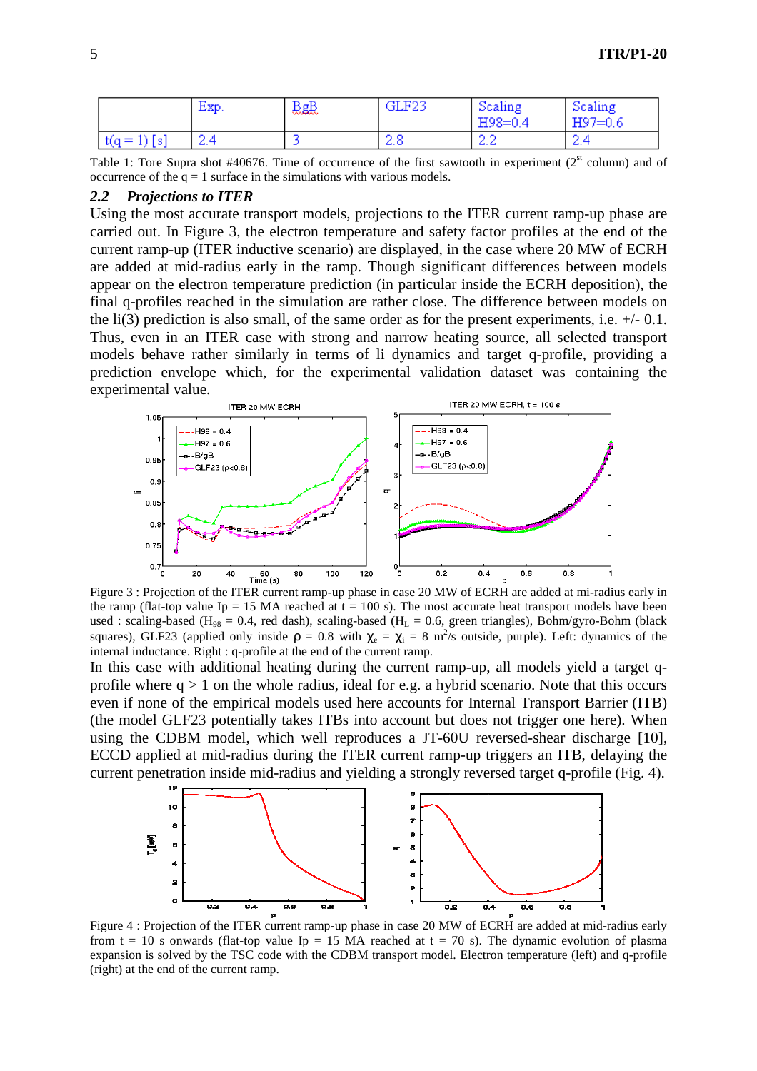|  | Exp. | BgB | GLF23 | Scaling H98=0.4 | Scaling H97=0.6 |
|---|---|---|---|---|---|
| $t(q=1)$ [s] | 2.4 | 3 | 2.8 | 2.2 | 2.4 |

Table 1: Tore Supra shot #40676. Time of occurrence of the first sawtooth in experiment (2[st] column) and of occurrence of the q = 1 surface in the simulations with various models.

### 2.2 *Projections to ITER*

Using the most accurate transport models, projections to the ITER current ramp-up phase are carried out. In Figure 3, the electron temperature and safety factor profiles at the end of the current ramp-up (ITER inductive scenario) are displayed, in the case where 20 MW of ECRH are added at mid-radius early in the ramp. Though significant differences between models appear on the electron temperature prediction (in particular inside the ECRH deposition), the final q-profiles reached in the simulation are rather close. The difference between models on the li(3) prediction is also small, of the same order as for the present experiments, i.e. +/- 0.1. Thus, even in an ITER case with strong and narrow heating source, all selected transport models behave rather similarly in terms of li dynamics and target q-profile, providing a prediction envelope which, for the experimental validation dataset was containing the experimental value.

Figure 3 : Projection of the ITER current ramp-up phase in case 20 MW of ECRH are added at mi-radius early in the ramp (flat-top value Ip = 15 MA reached at t = 100 s). The most accurate heat transport models have been used : scaling-based ($H_{98}$ = 0.4, red dash), scaling-based ($H_L$ = 0.6, green triangles), Bohm/gyro-Bohm (black squares), GLF23 (applied only inside $\rho$ = 0.8 with $\chi_e = \chi_i$ = 8 $m^2/s$ outside, purple). Left: dynamics of the internal inductance. Right : q-profile at the end of the current ramp.

In this case with additional heating during the current ramp-up, all models yield a target q-profile where q > 1 on the whole radius, ideal for e.g. a hybrid scenario. Note that this occurs even if none of the empirical models used here accounts for Internal Transport Barrier (ITB) (the model GLF23 potentially takes ITBs into account but does not trigger one here). When using the CDBM model, which well reproduces a JT-60U reversed-shear discharge [10], ECCD applied at mid-radius during the ITER current ramp-up triggers an ITB, delaying the current penetration inside mid-radius and yielding a strongly reversed target q-profile (Fig. 4).

Figure 4 : Projection of the ITER current ramp-up phase in case 20 MW of ECRH are added at mid-radius early from t = 10 s onwards (flat-top value Ip = 15 MA reached at t = 70 s). The dynamic evolution of plasma expansion is solved by the TSC code with the CDBM transport model. Electron temperature (left) and q-profile (right) at the end of the current ramp.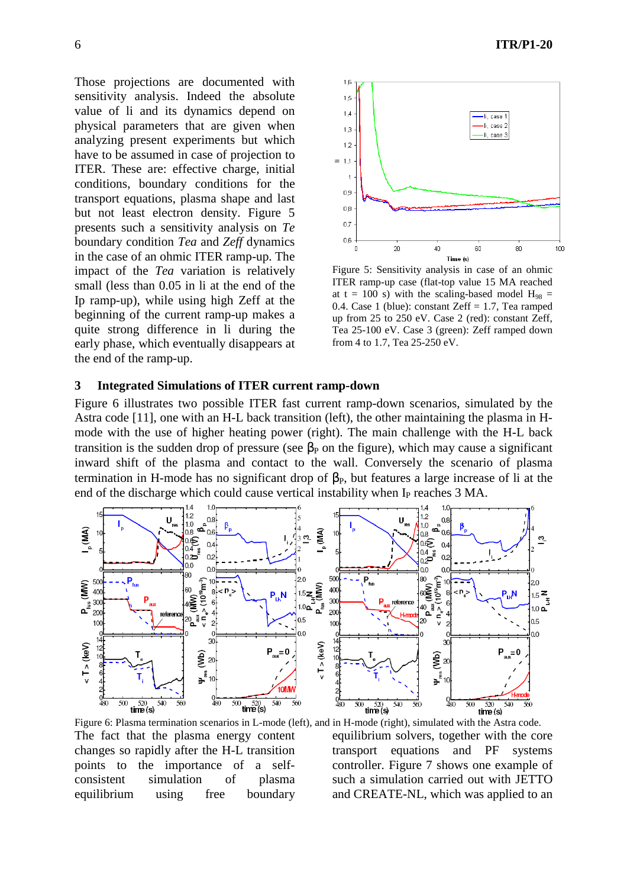Those projections are documented with sensitivity analysis. Indeed the absolute value of li and its dynamics depend on physical parameters that are given when analyzing present experiments but which have to be assumed in case of projection to ITER. These are: effective charge, initial conditions, boundary conditions for the transport equations, plasma shape and last but not least electron density. Figure 5 presents such a sensitivity analysis on *Te* boundary condition *Tea* and *Zeff* dynamics in the case of an ohmic ITER ramp-up. The impact of the *Tea* variation is relatively small (less than 0.05 in li at the end of the Ip ramp-up), while using high Zeff at the beginning of the current ramp-up makes a quite strong difference in li during the early phase, which eventually disappears at the end of the ramp-up.

Figure 5: Sensitivity analysis in case of an ohmic ITER ramp-up case (flat-top value 15 MA reached at t = 100 s) with the scaling-based model $H_{98}$ = 0.4. Case 1 (blue): constant Zeff = 1.7, Tea ramped up from 25 to 250 eV. Case 2 (red): constant Zeff, Tea 25-100 eV. Case 3 (green): Zeff ramped down from 4 to 1.7, Tea 25-250 eV.

## 3 Integrated Simulations of ITER current ramp-down

Figure 6 illustrates two possible ITER fast current ramp-down scenarios, simulated by the Astra code [11], one with an H-L back transition (left), the other maintaining the plasma in H-mode with the use of higher heating power (right). The main challenge with the H-L back transition is the sudden drop of pressure (see $\beta_P$ on the figure), which may cause a significant inward shift of the plasma and contact to the wall. Conversely the scenario of plasma termination in H-mode has no significant drop of $\beta_P$, but features a large increase of li at the end of the discharge which could cause vertical instability when $I_P$ reaches 3 MA.

Figure 6: Plasma termination scenarios in L-mode (left), and in H-mode (right), simulated with the Astra code.

The fact that the plasma energy content changes so rapidly after the H-L transition points to the importance of a self-consistent simulation of plasma equilibrium using free boundary equilibrium solvers, together with the core transport equations and PF systems controller. Figure 7 shows one example of such a simulation carried out with JETTO and CREATE-NL, which was applied to an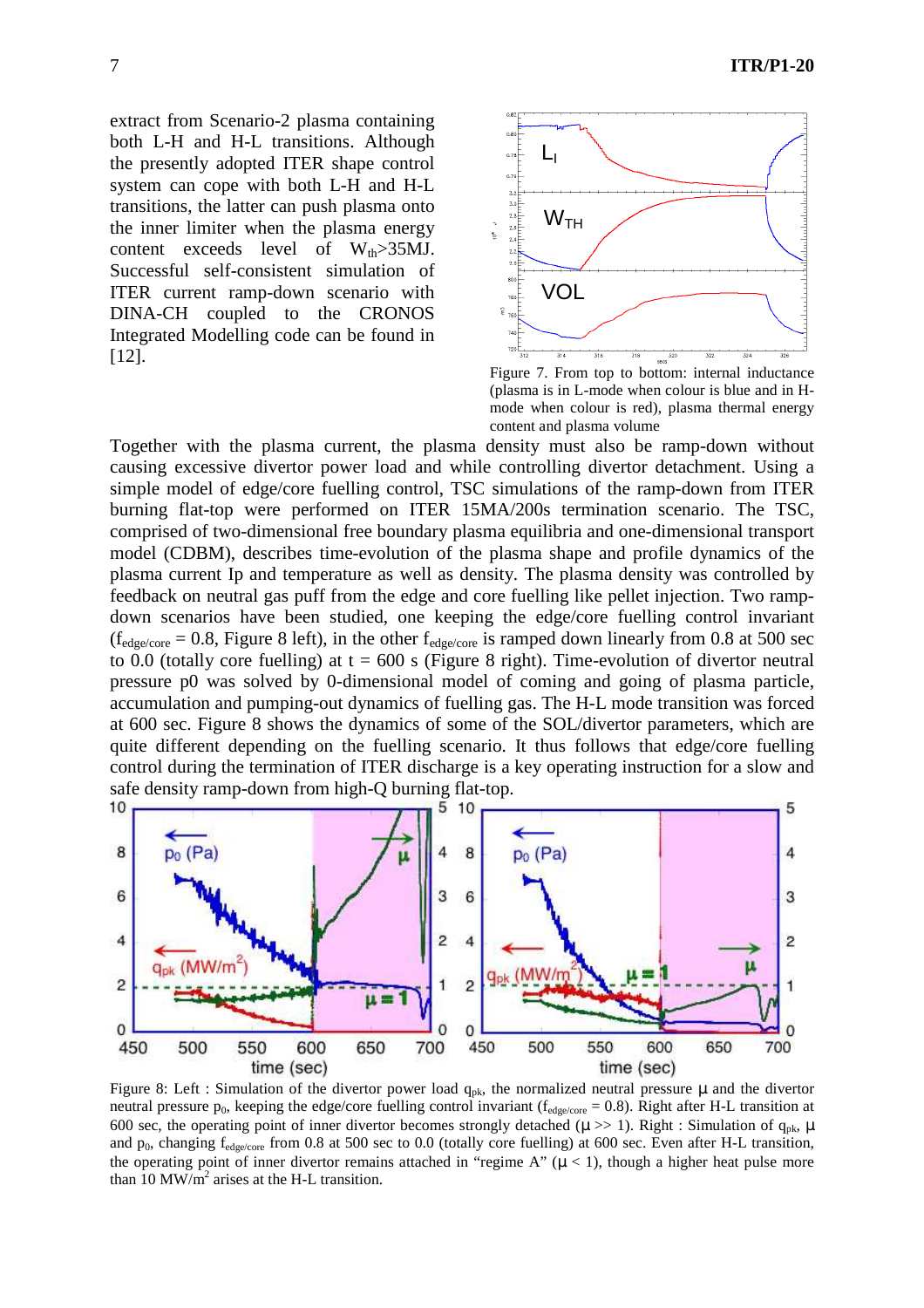extract from Scenario-2 plasma containing both L-H and H-L transitions. Although the presently adopted ITER shape control system can cope with both L-H and H-L transitions, the latter can push plasma onto the inner limiter when the plasma energy content exceeds level of $W_{th}$>35MJ. Successful self-consistent simulation of ITER current ramp-down scenario with DINA-CH coupled to the CRONOS Integrated Modelling code can be found in [12].

Figure 7. From top to bottom: internal inductance (plasma is in L-mode when colour is blue and in H-mode when colour is red), plasma thermal energy content and plasma volume

Together with the plasma current, the plasma density must also be ramp-down without causing excessive divertor power load and while controlling divertor detachment. Using a simple model of edge/core fuelling control, TSC simulations of the ramp-down from ITER burning flat-top were performed on ITER 15MA/200s termination scenario. The TSC, comprised of two-dimensional free boundary plasma equilibria and one-dimensional transport model (CDBM), describes time-evolution of the plasma shape and profile dynamics of the plasma current Ip and temperature as well as density. The plasma density was controlled by feedback on neutral gas puff from the edge and core fuelling like pellet injection. Two ramp-down scenarios have been studied, one keeping the edge/core fuelling control invariant ($f_{edge/core}$ = 0.8, Figure 8 left), in the other $f_{edge/core}$ is ramped down linearly from 0.8 at 500 sec to 0.0 (totally core fuelling) at t = 600 s (Figure 8 right). Time-evolution of divertor neutral pressure p0 was solved by 0-dimensional model of coming and going of plasma particle, accumulation and pumping-out dynamics of fuelling gas. The H-L mode transition was forced at 600 sec. Figure 8 shows the dynamics of some of the SOL/divertor parameters, which are quite different depending on the fuelling scenario. It thus follows that edge/core fuelling control during the termination of ITER discharge is a key operating instruction for a slow and safe density ramp-down from high-Q burning flat-top.

Figure 8: Left : Simulation of the divertor power load $q_{pk}$, the normalized neutral pressure $\mu$ and the divertor neutral pressure $p_0$, keeping the edge/core fuelling control invariant ($f_{edge/core}$ = 0.8). Right after H-L transition at 600 sec, the operating point of inner divertor becomes strongly detached ($\mu$ >> 1). Right : Simulation of $q_{pk}$, $\mu$ and $p_0$, changing $f_{edge/core}$ from 0.8 at 500 sec to 0.0 (totally core fuelling) at 600 sec. Even after H-L transition, the operating point of inner divertor remains attached in "regime A" ($\mu$ < 1), though a higher heat pulse more than 10 MW/m$^2$ arises at the H-L transition.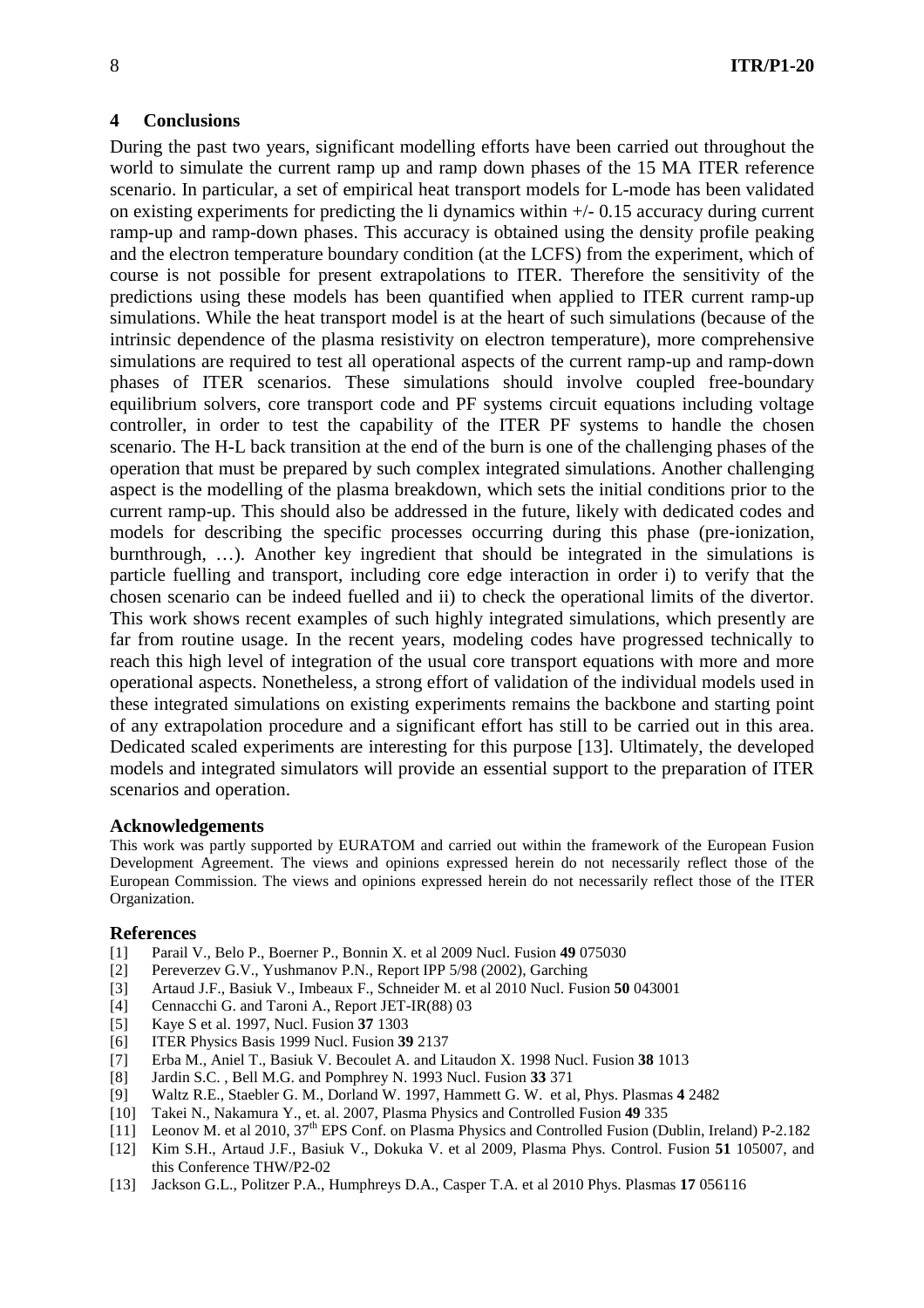## 4 Conclusions

During the past two years, significant modelling efforts have been carried out throughout the world to simulate the current ramp up and ramp down phases of the 15 MA ITER reference scenario. In particular, a set of empirical heat transport models for L-mode has been validated on existing experiments for predicting the li dynamics within +/- 0.15 accuracy during current ramp-up and ramp-down phases. This accuracy is obtained using the density profile peaking and the electron temperature boundary condition (at the LCFS) from the experiment, which of course is not possible for present extrapolations to ITER. Therefore the sensitivity of the predictions using these models has been quantified when applied to ITER current ramp-up simulations. While the heat transport model is at the heart of such simulations (because of the intrinsic dependence of the plasma resistivity on electron temperature), more comprehensive simulations are required to test all operational aspects of the current ramp-up and ramp-down phases of ITER scenarios. These simulations should involve coupled free-boundary equilibrium solvers, core transport code and PF systems circuit equations including voltage controller, in order to test the capability of the ITER PF systems to handle the chosen scenario. The H-L back transition at the end of the burn is one of the challenging phases of the operation that must be prepared by such complex integrated simulations. Another challenging aspect is the modelling of the plasma breakdown, which sets the initial conditions prior to the current ramp-up. This should also be addressed in the future, likely with dedicated codes and models for describing the specific processes occurring during this phase (pre-ionization, burnthrough, …). Another key ingredient that should be integrated in the simulations is particle fuelling and transport, including core edge interaction in order i) to verify that the chosen scenario can be indeed fuelled and ii) to check the operational limits of the divertor. This work shows recent examples of such highly integrated simulations, which presently are far from routine usage. In the recent years, modeling codes have progressed technically to reach this high level of integration of the usual core transport equations with more and more operational aspects. Nonetheless, a strong effort of validation of the individual models used in these integrated simulations on existing experiments remains the backbone and starting point of any extrapolation procedure and a significant effort has still to be carried out in this area. Dedicated scaled experiments are interesting for this purpose [13]. Ultimately, the developed models and integrated simulators will provide an essential support to the preparation of ITER scenarios and operation.

### Acknowledgements

This work was partly supported by EURATOM and carried out within the framework of the European Fusion Development Agreement. The views and opinions expressed herein do not necessarily reflect those of the European Commission. The views and opinions expressed herein do not necessarily reflect those of the ITER Organization.

### References

[1] Parail V., Belo P., Boerner P., Bonnin X. et al 2009 Nucl. Fusion **49** 075030
[2] Pereverzev G.V., Yushmanov P.N., Report IPP 5/98 (2002), Garching
[3] Artaud J.F., Basiuk V., Imbeaux F., Schneider M. et al 2010 Nucl. Fusion **50** 043001
[4] Cennacchi G. and Taroni A., Report JET-IR(88) 03
[5] Kaye S et al. 1997, Nucl. Fusion **37** 1303
[6] ITER Physics Basis 1999 Nucl. Fusion **39** 2137
[7] Erba M., Aniel T., Basiuk V. Becoulet A. and Litaudon X. 1998 Nucl. Fusion **38** 1013
[8] Jardin S.C. , Bell M.G. and Pomphrey N. 1993 Nucl. Fusion **33** 371
[9] Waltz R.E., Staebler G. M., Dorland W. 1997, Hammett G. W. et al, Phys. Plasmas **4** 2482
[10] Takei N., Nakamura Y., et. al. 2007, Plasma Physics and Controlled Fusion **49** 335
[11] Leonov M. et al 2010, 37th EPS Conf. on Plasma Physics and Controlled Fusion (Dublin, Ireland) P-2.182
[12] Kim S.H., Artaud J.F., Basiuk V., Dokuka V. et al 2009, Plasma Phys. Control. Fusion **51** 105007, and this Conference THW/P2-02
[13] Jackson G.L., Politzer P.A., Humphreys D.A., Casper T.A. et al 2010 Phys. Plasmas **17** 056116